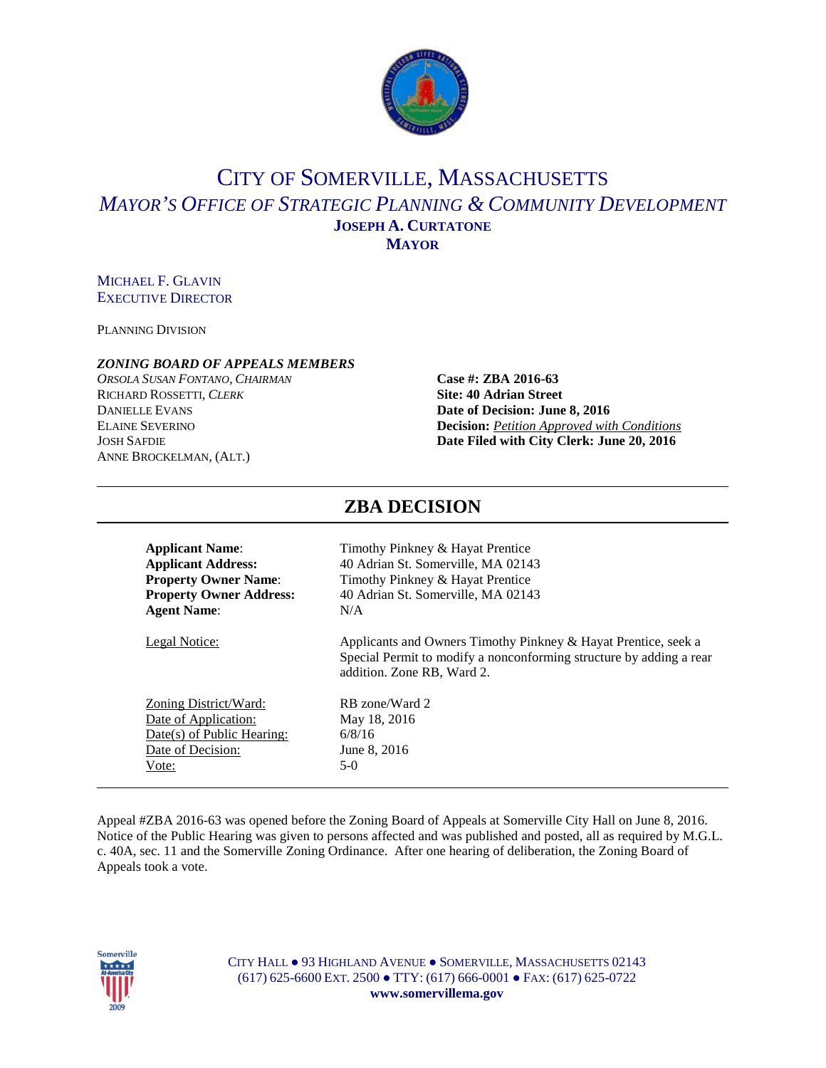# CITY OF SOMERVILLE, MASSACHUSETTS

## *MAYOR'S OFFICE OF STRATEGIC PLANNING & COMMUNITY DEVELOPMENT*

**JOSEPH A. CURTATONE**
**MAYOR**

MICHAEL F. GLAVIN
EXECUTIVE DIRECTOR

PLANNING DIVISION

***ZONING BOARD OF APPEALS MEMBERS***

*ORSOLA SUSAN FONTANO, CHAIRMAN*
RICHARD ROSSETTI, *CLERK*
DANIELLE EVANS
ELAINE SEVERINO
JOSH SAFDIE
ANNE BROCKELMAN, (ALT.)

**Case #: ZBA 2016-63**
**Site: 40 Adrian Street**
**Date of Decision: June 8, 2016**
**Decision:** *Petition Approved with Conditions*
**Date Filed with City Clerk: June 20, 2016**

## ZBA DECISION

**Applicant Name**: Timothy Pinkney & Hayat Prentice
**Applicant Address:** 40 Adrian St. Somerville, MA 02143
**Property Owner Name**: Timothy Pinkney & Hayat Prentice
**Property Owner Address:** 40 Adrian St. Somerville, MA 02143
**Agent Name**: N/A

Legal Notice: Applicants and Owners Timothy Pinkney & Hayat Prentice, seek a Special Permit to modify a nonconforming structure by adding a rear addition. Zone RB, Ward 2.

Zoning District/Ward: RB zone/Ward 2
Date of Application: May 18, 2016
Date(s) of Public Hearing: 6/8/16
Date of Decision: June 8, 2016
Vote: 5-0

Appeal #ZBA 2016-63 was opened before the Zoning Board of Appeals at Somerville City Hall on June 8, 2016. Notice of the Public Hearing was given to persons affected and was published and posted, all as required by M.G.L. c. 40A, sec. 11 and the Somerville Zoning Ordinance. After one hearing of deliberation, the Zoning Board of Appeals took a vote.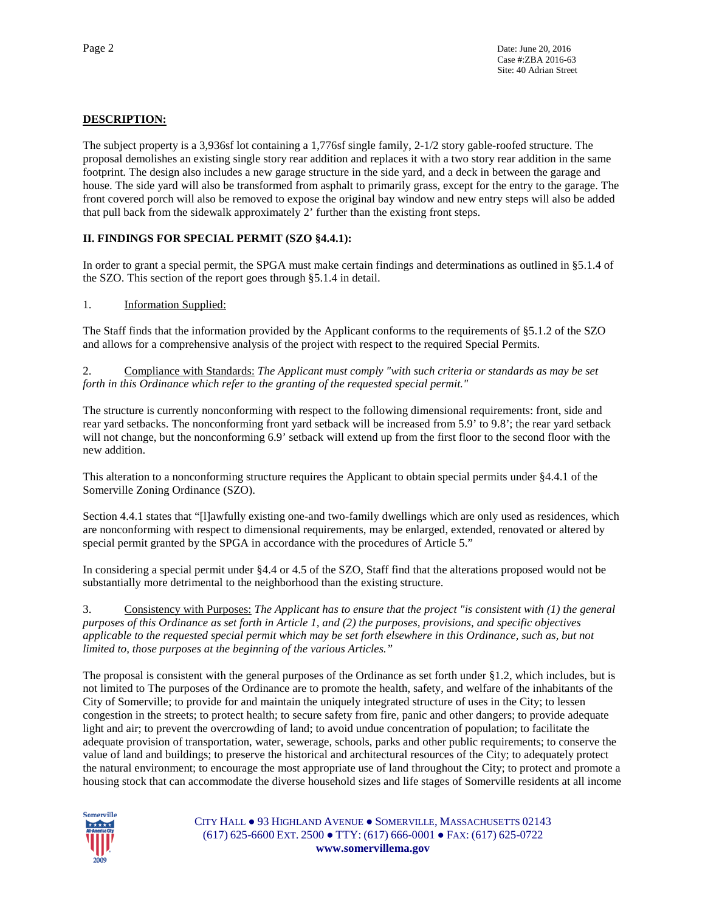**DESCRIPTION:**

The subject property is a 3,936sf lot containing a 1,776sf single family, 2-1/2 story gable-roofed structure. The proposal demolishes an existing single story rear addition and replaces it with a two story rear addition in the same footprint. The design also includes a new garage structure in the side yard, and a deck in between the garage and house. The side yard will also be transformed from asphalt to primarily grass, except for the entry to the garage. The front covered porch will also be removed to expose the original bay window and new entry steps will also be added that pull back from the sidewalk approximately 2' further than the existing front steps.

**II. FINDINGS FOR SPECIAL PERMIT (SZO §4.4.1):**

In order to grant a special permit, the SPGA must make certain findings and determinations as outlined in §5.1.4 of the SZO. This section of the report goes through §5.1.4 in detail.

1. Information Supplied:

The Staff finds that the information provided by the Applicant conforms to the requirements of §5.1.2 of the SZO and allows for a comprehensive analysis of the project with respect to the required Special Permits.

2. Compliance with Standards: *The Applicant must comply "with such criteria or standards as may be set forth in this Ordinance which refer to the granting of the requested special permit."*

The structure is currently nonconforming with respect to the following dimensional requirements: front, side and rear yard setbacks. The nonconforming front yard setback will be increased from 5.9' to 9.8'; the rear yard setback will not change, but the nonconforming 6.9' setback will extend up from the first floor to the second floor with the new addition.

This alteration to a nonconforming structure requires the Applicant to obtain special permits under §4.4.1 of the Somerville Zoning Ordinance (SZO).

Section 4.4.1 states that "[l]awfully existing one-and two-family dwellings which are only used as residences, which are nonconforming with respect to dimensional requirements, may be enlarged, extended, renovated or altered by special permit granted by the SPGA in accordance with the procedures of Article 5."

In considering a special permit under §4.4 or 4.5 of the SZO, Staff find that the alterations proposed would not be substantially more detrimental to the neighborhood than the existing structure.

3. Consistency with Purposes: *The Applicant has to ensure that the project "is consistent with (1) the general purposes of this Ordinance as set forth in Article 1, and (2) the purposes, provisions, and specific objectives applicable to the requested special permit which may be set forth elsewhere in this Ordinance, such as, but not limited to, those purposes at the beginning of the various Articles."*

The proposal is consistent with the general purposes of the Ordinance as set forth under §1.2, which includes, but is not limited to The purposes of the Ordinance are to promote the health, safety, and welfare of the inhabitants of the City of Somerville; to provide for and maintain the uniquely integrated structure of uses in the City; to lessen congestion in the streets; to protect health; to secure safety from fire, panic and other dangers; to provide adequate light and air; to prevent the overcrowding of land; to avoid undue concentration of population; to facilitate the adequate provision of transportation, water, sewerage, schools, parks and other public requirements; to conserve the value of land and buildings; to preserve the historical and architectural resources of the City; to adequately protect the natural environment; to encourage the most appropriate use of land throughout the City; to protect and promote a housing stock that can accommodate the diverse household sizes and life stages of Somerville residents at all income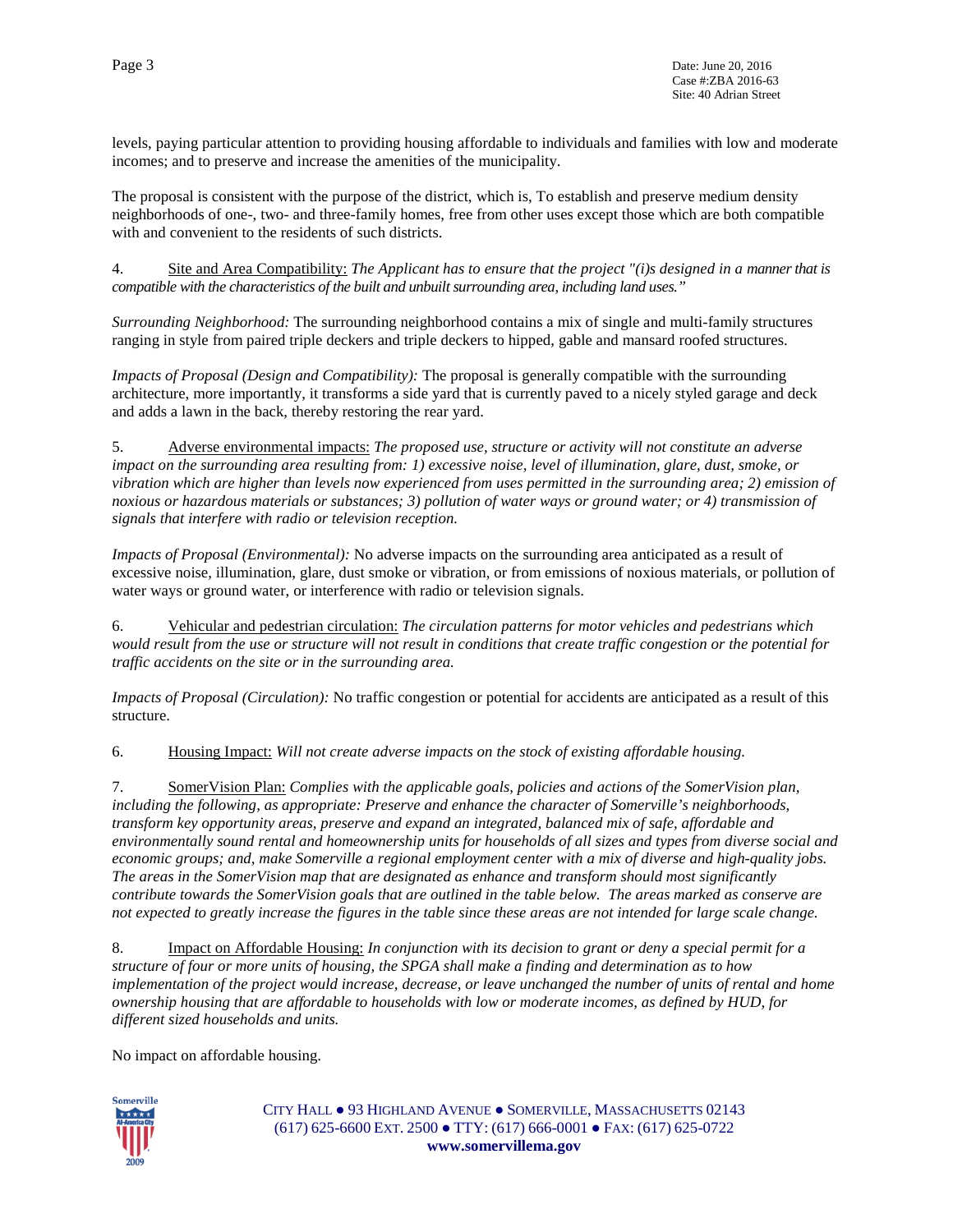levels, paying particular attention to providing housing affordable to individuals and families with low and moderate incomes; and to preserve and increase the amenities of the municipality.

The proposal is consistent with the purpose of the district, which is, To establish and preserve medium density neighborhoods of one-, two- and three-family homes, free from other uses except those which are both compatible with and convenient to the residents of such districts.

4. Site and Area Compatibility: *The Applicant has to ensure that the project "(i)s designed in a manner that is compatible with the characteristics of the built and unbuilt surrounding area, including land uses."*

*Surrounding Neighborhood:* The surrounding neighborhood contains a mix of single and multi-family structures ranging in style from paired triple deckers and triple deckers to hipped, gable and mansard roofed structures.

*Impacts of Proposal (Design and Compatibility):* The proposal is generally compatible with the surrounding architecture, more importantly, it transforms a side yard that is currently paved to a nicely styled garage and deck and adds a lawn in the back, thereby restoring the rear yard.

5. Adverse environmental impacts: *The proposed use, structure or activity will not constitute an adverse impact on the surrounding area resulting from: 1) excessive noise, level of illumination, glare, dust, smoke, or vibration which are higher than levels now experienced from uses permitted in the surrounding area; 2) emission of noxious or hazardous materials or substances; 3) pollution of water ways or ground water; or 4) transmission of signals that interfere with radio or television reception.*

*Impacts of Proposal (Environmental):* No adverse impacts on the surrounding area anticipated as a result of excessive noise, illumination, glare, dust smoke or vibration, or from emissions of noxious materials, or pollution of water ways or ground water, or interference with radio or television signals.

6. Vehicular and pedestrian circulation: *The circulation patterns for motor vehicles and pedestrians which would result from the use or structure will not result in conditions that create traffic congestion or the potential for traffic accidents on the site or in the surrounding area.*

*Impacts of Proposal (Circulation):* No traffic congestion or potential for accidents are anticipated as a result of this structure.

6. Housing Impact: *Will not create adverse impacts on the stock of existing affordable housing.*

7. SomerVision Plan: *Complies with the applicable goals, policies and actions of the SomerVision plan, including the following, as appropriate: Preserve and enhance the character of Somerville's neighborhoods, transform key opportunity areas, preserve and expand an integrated, balanced mix of safe, affordable and environmentally sound rental and homeownership units for households of all sizes and types from diverse social and economic groups; and, make Somerville a regional employment center with a mix of diverse and high-quality jobs. The areas in the SomerVision map that are designated as enhance and transform should most significantly contribute towards the SomerVision goals that are outlined in the table below. The areas marked as conserve are not expected to greatly increase the figures in the table since these areas are not intended for large scale change.*

8. Impact on Affordable Housing: *In conjunction with its decision to grant or deny a special permit for a structure of four or more units of housing, the SPGA shall make a finding and determination as to how implementation of the project would increase, decrease, or leave unchanged the number of units of rental and home ownership housing that are affordable to households with low or moderate incomes, as defined by HUD, for different sized households and units.*

No impact on affordable housing.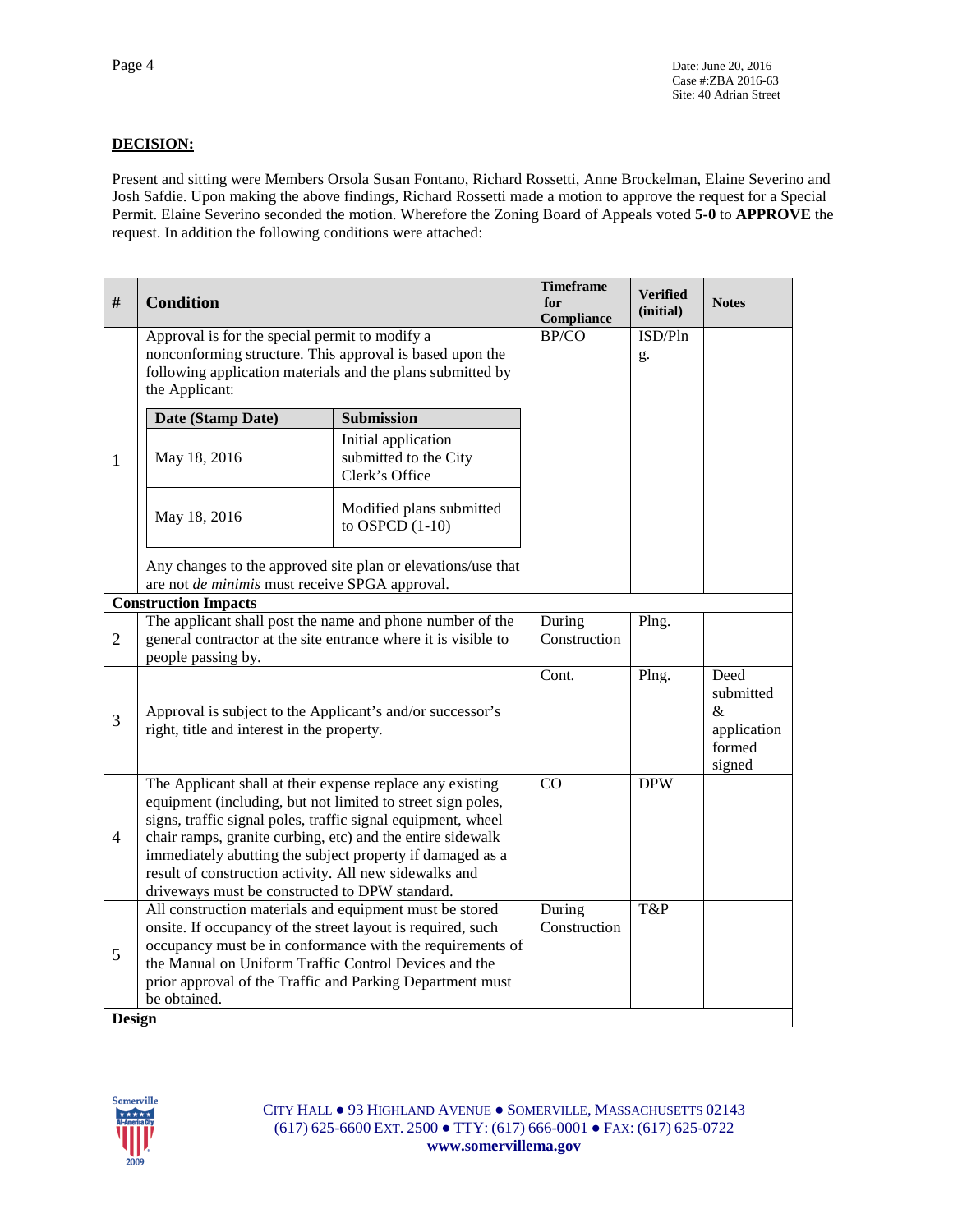**DECISION:**

Present and sitting were Members Orsola Susan Fontano, Richard Rossetti, Anne Brockelman, Elaine Severino and Josh Safdie. Upon making the above findings, Richard Rossetti made a motion to approve the request for a Special Permit. Elaine Severino seconded the motion. Wherefore the Zoning Board of Appeals voted **5-0** to **APPROVE** the request. In addition the following conditions were attached:

| # | Condition | Timeframe for Compliance | Verified (initial) | Notes |
|---|---|---|---|---|
| 1 | Approval is for the special permit to modify a nonconforming structure. This approval is based upon the following application materials and the plans submitted by the Applicant:<br><br>**Date (Stamp Date)** / **Submission**<br>May 18, 2016 / Initial application submitted to the City Clerk's Office<br>May 18, 2016 / Modified plans submitted to OSPCD (1-10)<br><br>Any changes to the approved site plan or elevations/use that are not *de minimis* must receive SPGA approval. | BP/CO | ISD/Plng. | |
| **Construction Impacts** | | | | |
| 2 | The applicant shall post the name and phone number of the general contractor at the site entrance where it is visible to people passing by. | During Construction | Plng. | |
| 3 | Approval is subject to the Applicant's and/or successor's right, title and interest in the property. | Cont. | Plng. | Deed submitted & application formed signed |
| 4 | The Applicant shall at their expense replace any existing equipment (including, but not limited to street sign poles, signs, traffic signal poles, traffic signal equipment, wheel chair ramps, granite curbing, etc) and the entire sidewalk immediately abutting the subject property if damaged as a result of construction activity. All new sidewalks and driveways must be constructed to DPW standard. | CO | DPW | |
| 5 | All construction materials and equipment must be stored onsite. If occupancy of the street layout is required, such occupancy must be in conformance with the requirements of the Manual on Uniform Traffic Control Devices and the prior approval of the Traffic and Parking Department must be obtained. | During Construction | T&P | |
| **Design** | | | | |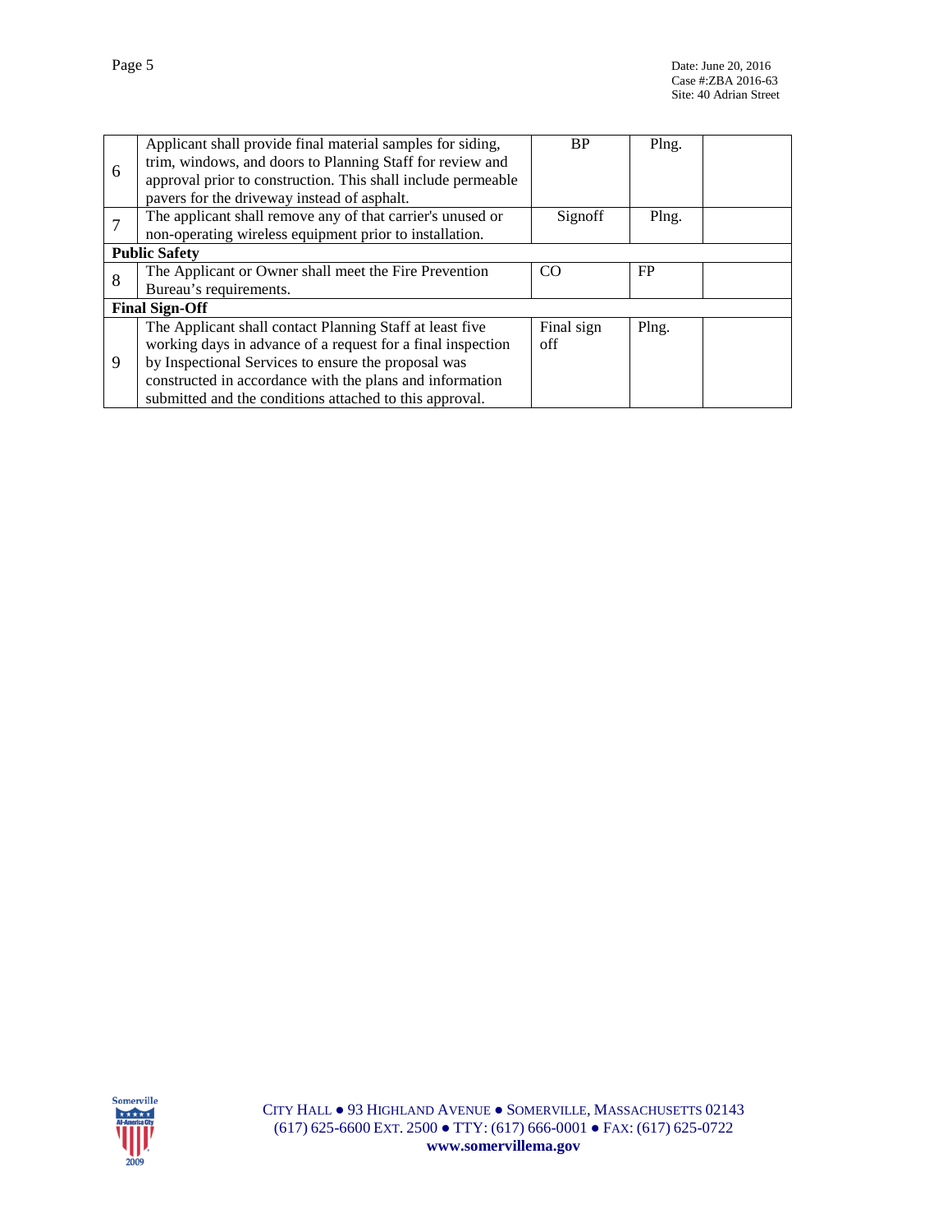| | | | | |
|---|---|---|---|---|
| 6 | Applicant shall provide final material samples for siding, trim, windows, and doors to Planning Staff for review and approval prior to construction. This shall include permeable pavers for the driveway instead of asphalt. | BP | Plng. | |
| 7 | The applicant shall remove any of that carrier's unused or non-operating wireless equipment prior to installation. | Signoff | Plng. | |
| **Public Safety** | | | | |
| 8 | The Applicant or Owner shall meet the Fire Prevention Bureau's requirements. | CO | FP | |
| **Final Sign-Off** | | | | |
| 9 | The Applicant shall contact Planning Staff at least five working days in advance of a request for a final inspection by Inspectional Services to ensure the proposal was constructed in accordance with the plans and information submitted and the conditions attached to this approval. | Final sign off | Plng. | |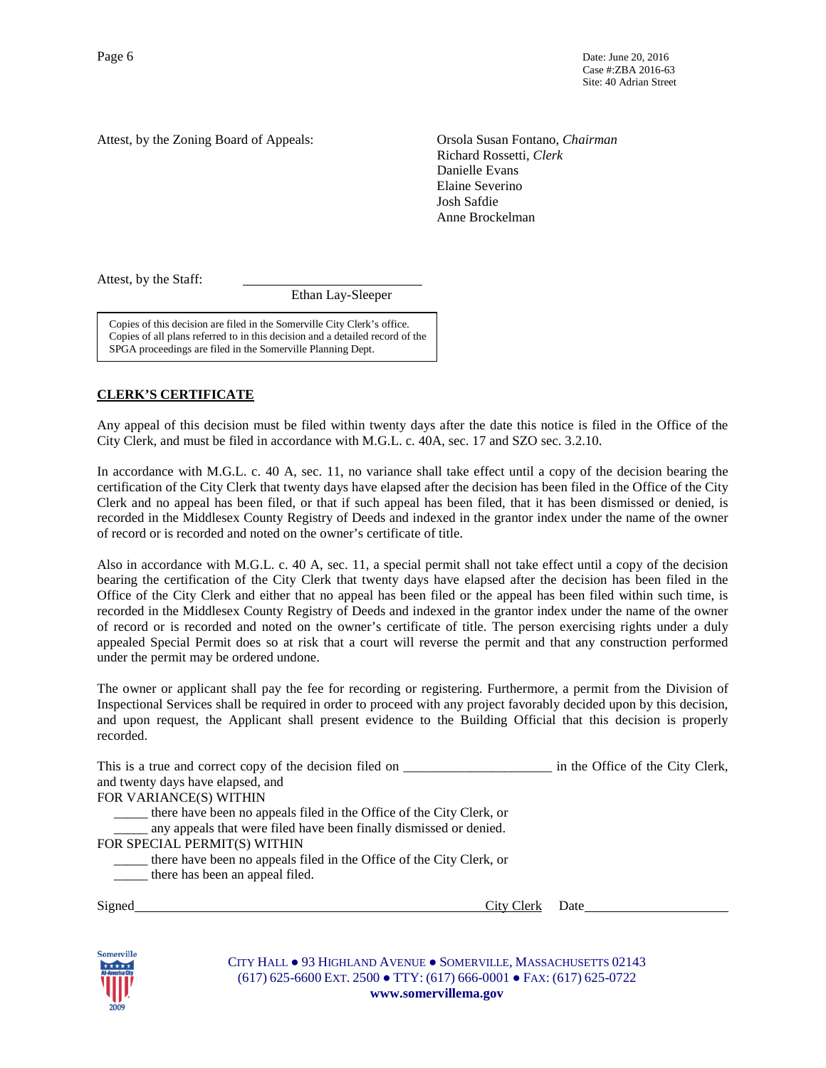Date: June 20, 2016
Case #:ZBA 2016-63
Site: 40 Adrian Street

Attest, by the Zoning Board of Appeals:

Orsola Susan Fontano, *Chairman*
Richard Rossetti, *Clerk*
Danielle Evans
Elaine Severino
Josh Safdie
Anne Brockelman

Attest, by the Staff: ____________________________
Ethan Lay-Sleeper

> Copies of this decision are filed in the Somerville City Clerk's office. Copies of all plans referred to in this decision and a detailed record of the SPGA proceedings are filed in the Somerville Planning Dept.

## CLERK'S CERTIFICATE

Any appeal of this decision must be filed within twenty days after the date this notice is filed in the Office of the City Clerk, and must be filed in accordance with M.G.L. c. 40A, sec. 17 and SZO sec. 3.2.10.

In accordance with M.G.L. c. 40 A, sec. 11, no variance shall take effect until a copy of the decision bearing the certification of the City Clerk that twenty days have elapsed after the decision has been filed in the Office of the City Clerk and no appeal has been filed, or that if such appeal has been filed, that it has been dismissed or denied, is recorded in the Middlesex County Registry of Deeds and indexed in the grantor index under the name of the owner of record or is recorded and noted on the owner's certificate of title.

Also in accordance with M.G.L. c. 40 A, sec. 11, a special permit shall not take effect until a copy of the decision bearing the certification of the City Clerk that twenty days have elapsed after the decision has been filed in the Office of the City Clerk and either that no appeal has been filed or the appeal has been filed within such time, is recorded in the Middlesex County Registry of Deeds and indexed in the grantor index under the name of the owner of record or is recorded and noted on the owner's certificate of title. The person exercising rights under a duly appealed Special Permit does so at risk that a court will reverse the permit and that any construction performed under the permit may be ordered undone.

The owner or applicant shall pay the fee for recording or registering. Furthermore, a permit from the Division of Inspectional Services shall be required in order to proceed with any project favorably decided upon by this decision, and upon request, the Applicant shall present evidence to the Building Official that this decision is properly recorded.

This is a true and correct copy of the decision filed on ______________________ in the Office of the City Clerk, and twenty days have elapsed, and

FOR VARIANCE(S) WITHIN

_____ there have been no appeals filed in the Office of the City Clerk, or

_____ any appeals that were filed have been finally dismissed or denied.

FOR SPECIAL PERMIT(S) WITHIN

_____ there have been no appeals filed in the Office of the City Clerk, or

_____ there has been an appeal filed.

Signed______________________________________________ City Clerk Date______________________

CITY HALL ● 93 HIGHLAND AVENUE ● SOMERVILLE, MASSACHUSETTS 02143
(617) 625-6600 EXT. 2500 ● TTY: (617) 666-0001 ● FAX: (617) 625-0722
**www.somervillema.gov**